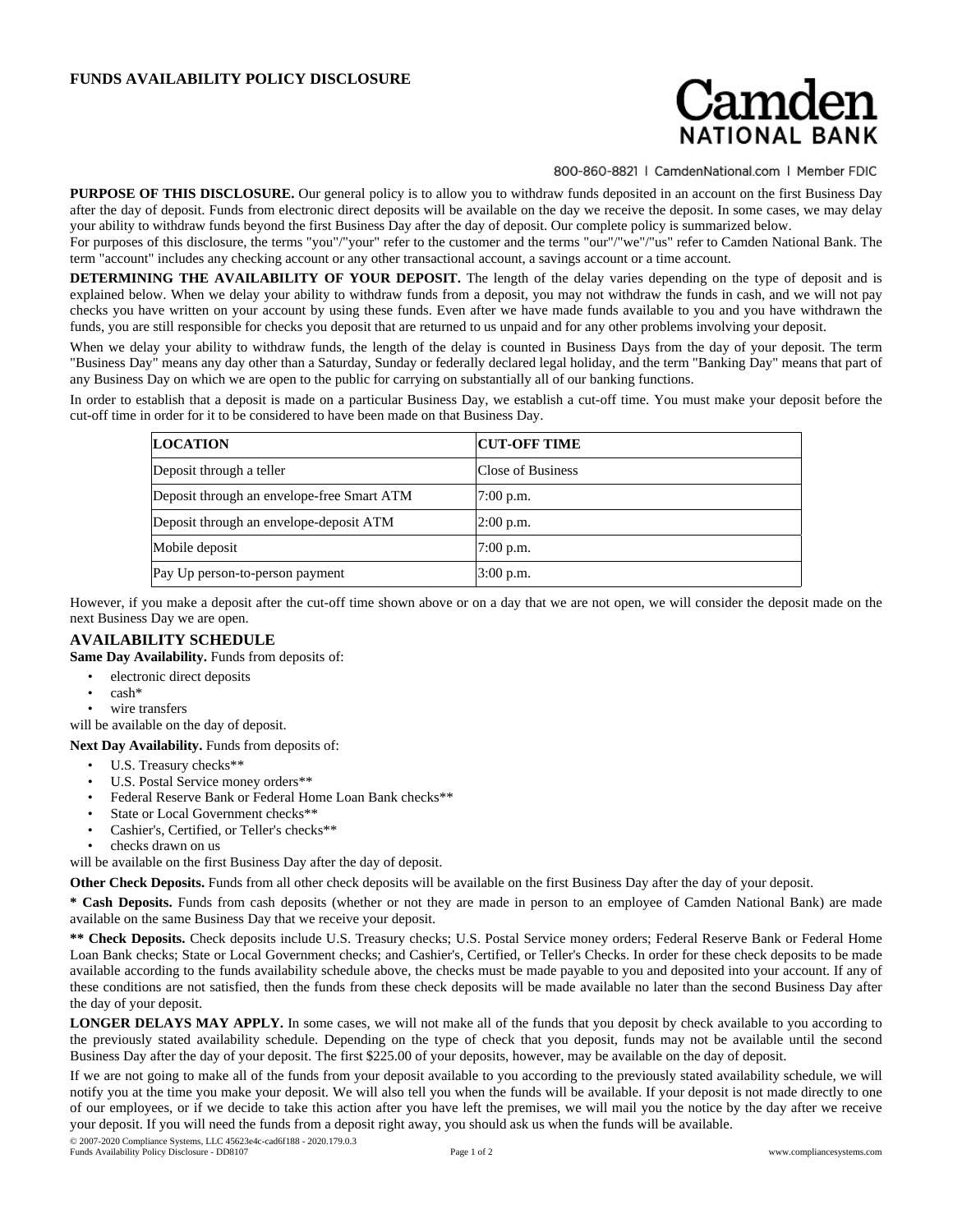# FUNDS AVAILABILITY POLICY DISCLOSURE

Camden NATIONAL BANK

800-860-8821 | CamdenNational.com | Member FDIC

**PURPOSE OF THIS DISCLOSURE.** Our general policy is to allow you to withdraw funds deposited in an account on the first Business Day after the day of deposit. Funds from electronic direct deposits will be available on the day we receive the deposit. In some cases, we may delay your ability to withdraw funds beyond the first Business Day after the day of deposit. Our complete policy is summarized below.

For purposes of this disclosure, the terms "you"/"your" refer to the customer and the terms "our"/"we"/"us" refer to Camden National Bank. The term "account" includes any checking account or any other transactional account, a savings account or a time account.

**DETERMINING THE AVAILABILITY OF YOUR DEPOSIT.** The length of the delay varies depending on the type of deposit and is explained below. When we delay your ability to withdraw funds from a deposit, you may not withdraw the funds in cash, and we will not pay checks you have written on your account by using these funds. Even after we have made funds available to you and you have withdrawn the funds, you are still responsible for checks you deposit that are returned to us unpaid and for any other problems involving your deposit.

When we delay your ability to withdraw funds, the length of the delay is counted in Business Days from the day of your deposit. The term "Business Day" means any day other than a Saturday, Sunday or federally declared legal holiday, and the term "Banking Day" means that part of any Business Day on which we are open to the public for carrying on substantially all of our banking functions.

In order to establish that a deposit is made on a particular Business Day, we establish a cut-off time. You must make your deposit before the cut-off time in order for it to be considered to have been made on that Business Day.

| LOCATION | CUT-OFF TIME |
|---|---|
| Deposit through a teller | Close of Business |
| Deposit through an envelope-free Smart ATM | 7:00 p.m. |
| Deposit through an envelope-deposit ATM | 2:00 p.m. |
| Mobile deposit | 7:00 p.m. |
| Pay Up person-to-person payment | 3:00 p.m. |

However, if you make a deposit after the cut-off time shown above or on a day that we are not open, we will consider the deposit made on the next Business Day we are open.

## AVAILABILITY SCHEDULE

**Same Day Availability.** Funds from deposits of:

- electronic direct deposits
- cash*
- wire transfers

will be available on the day of deposit.

**Next Day Availability.** Funds from deposits of:

- U.S. Treasury checks**
- U.S. Postal Service money orders**
- Federal Reserve Bank or Federal Home Loan Bank checks**
- State or Local Government checks**
- Cashier's, Certified, or Teller's checks**
- checks drawn on us

will be available on the first Business Day after the day of deposit.

**Other Check Deposits.** Funds from all other check deposits will be available on the first Business Day after the day of your deposit.

**\* Cash Deposits.** Funds from cash deposits (whether or not they are made in person to an employee of Camden National Bank) are made available on the same Business Day that we receive your deposit.

**\*\* Check Deposits.** Check deposits include U.S. Treasury checks; U.S. Postal Service money orders; Federal Reserve Bank or Federal Home Loan Bank checks; State or Local Government checks; and Cashier's, Certified, or Teller's Checks. In order for these check deposits to be made available according to the funds availability schedule above, the checks must be made payable to you and deposited into your account. If any of these conditions are not satisfied, then the funds from these check deposits will be made available no later than the second Business Day after the day of your deposit.

**LONGER DELAYS MAY APPLY.** In some cases, we will not make all of the funds that you deposit by check available to you according to the previously stated availability schedule. Depending on the type of check that you deposit, funds may not be available until the second Business Day after the day of your deposit. The first $225.00 of your deposits, however, may be available on the day of deposit.

If we are not going to make all of the funds from your deposit available to you according to the previously stated availability schedule, we will notify you at the time you make your deposit. We will also tell you when the funds will be available. If your deposit is not made directly to one of our employees, or if we decide to take this action after you have left the premises, we will mail you the notice by the day after we receive your deposit. If you will need the funds from a deposit right away, you should ask us when the funds will be available.

© 2007-2020 Compliance Systems, LLC 45623e4c-cad6f188 - 2020.179.0.3
Funds Availability Policy Disclosure - DD8107 www.compliancesystems.com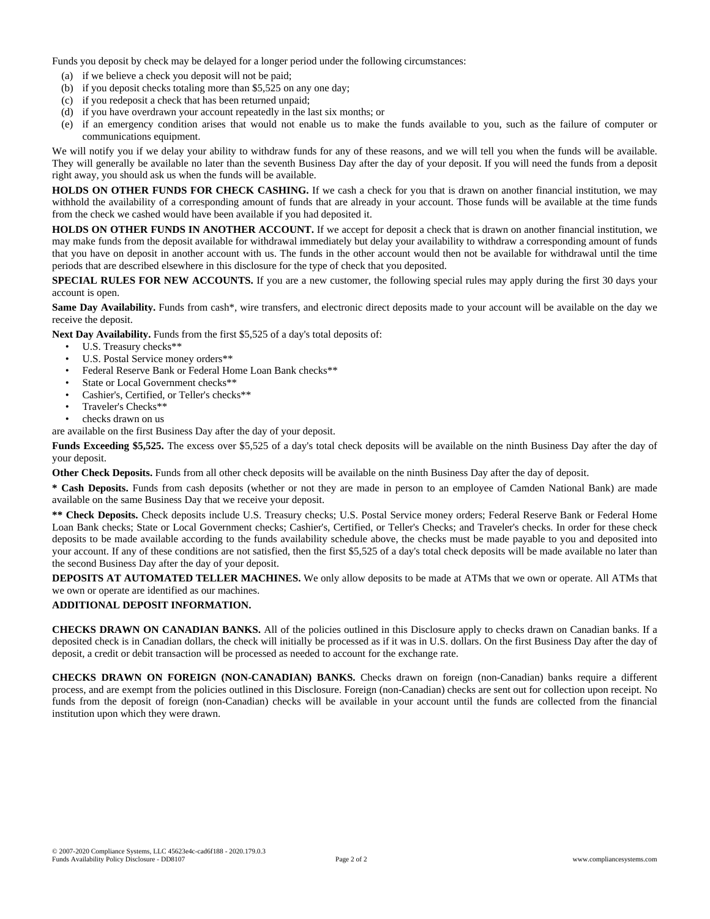Funds you deposit by check may be delayed for a longer period under the following circumstances:

(a) if we believe a check you deposit will not be paid;
(b) if you deposit checks totaling more than $5,525 on any one day;
(c) if you redeposit a check that has been returned unpaid;
(d) if you have overdrawn your account repeatedly in the last six months; or
(e) if an emergency condition arises that would not enable us to make the funds available to you, such as the failure of computer or communications equipment.

We will notify you if we delay your ability to withdraw funds for any of these reasons, and we will tell you when the funds will be available. They will generally be available no later than the seventh Business Day after the day of your deposit. If you will need the funds from a deposit right away, you should ask us when the funds will be available.

**HOLDS ON OTHER FUNDS FOR CHECK CASHING.** If we cash a check for you that is drawn on another financial institution, we may withhold the availability of a corresponding amount of funds that are already in your account. Those funds will be available at the time funds from the check we cashed would have been available if you had deposited it.

**HOLDS ON OTHER FUNDS IN ANOTHER ACCOUNT.** If we accept for deposit a check that is drawn on another financial institution, we may make funds from the deposit available for withdrawal immediately but delay your availability to withdraw a corresponding amount of funds that you have on deposit in another account with us. The funds in the other account would then not be available for withdrawal until the time periods that are described elsewhere in this disclosure for the type of check that you deposited.

**SPECIAL RULES FOR NEW ACCOUNTS.** If you are a new customer, the following special rules may apply during the first 30 days your account is open.

**Same Day Availability.** Funds from cash*, wire transfers, and electronic direct deposits made to your account will be available on the day we receive the deposit.

**Next Day Availability.** Funds from the first $5,525 of a day's total deposits of:

- U.S. Treasury checks**
- U.S. Postal Service money orders**
- Federal Reserve Bank or Federal Home Loan Bank checks**
- State or Local Government checks**
- Cashier's, Certified, or Teller's checks**
- Traveler's Checks**
- checks drawn on us

are available on the first Business Day after the day of your deposit.

**Funds Exceeding $5,525.** The excess over $5,525 of a day's total check deposits will be available on the ninth Business Day after the day of your deposit.

**Other Check Deposits.** Funds from all other check deposits will be available on the ninth Business Day after the day of deposit.

**\* Cash Deposits.** Funds from cash deposits (whether or not they are made in person to an employee of Camden National Bank) are made available on the same Business Day that we receive your deposit.

**\*\* Check Deposits.** Check deposits include U.S. Treasury checks; U.S. Postal Service money orders; Federal Reserve Bank or Federal Home Loan Bank checks; State or Local Government checks; Cashier's, Certified, or Teller's Checks; and Traveler's checks. In order for these check deposits to be made available according to the funds availability schedule above, the checks must be made payable to you and deposited into your account. If any of these conditions are not satisfied, then the first $5,525 of a day's total check deposits will be made available no later than the second Business Day after the day of your deposit.

**DEPOSITS AT AUTOMATED TELLER MACHINES.** We only allow deposits to be made at ATMs that we own or operate. All ATMs that we own or operate are identified as our machines.

**ADDITIONAL DEPOSIT INFORMATION.**

**CHECKS DRAWN ON CANADIAN BANKS.** All of the policies outlined in this Disclosure apply to checks drawn on Canadian banks. If a deposited check is in Canadian dollars, the check will initially be processed as if it was in U.S. dollars. On the first Business Day after the day of deposit, a credit or debit transaction will be processed as needed to account for the exchange rate.

**CHECKS DRAWN ON FOREIGN (NON-CANADIAN) BANKS.** Checks drawn on foreign (non-Canadian) banks require a different process, and are exempt from the policies outlined in this Disclosure. Foreign (non-Canadian) checks are sent out for collection upon receipt. No funds from the deposit of foreign (non-Canadian) checks will be available in your account until the funds are collected from the financial institution upon which they were drawn.